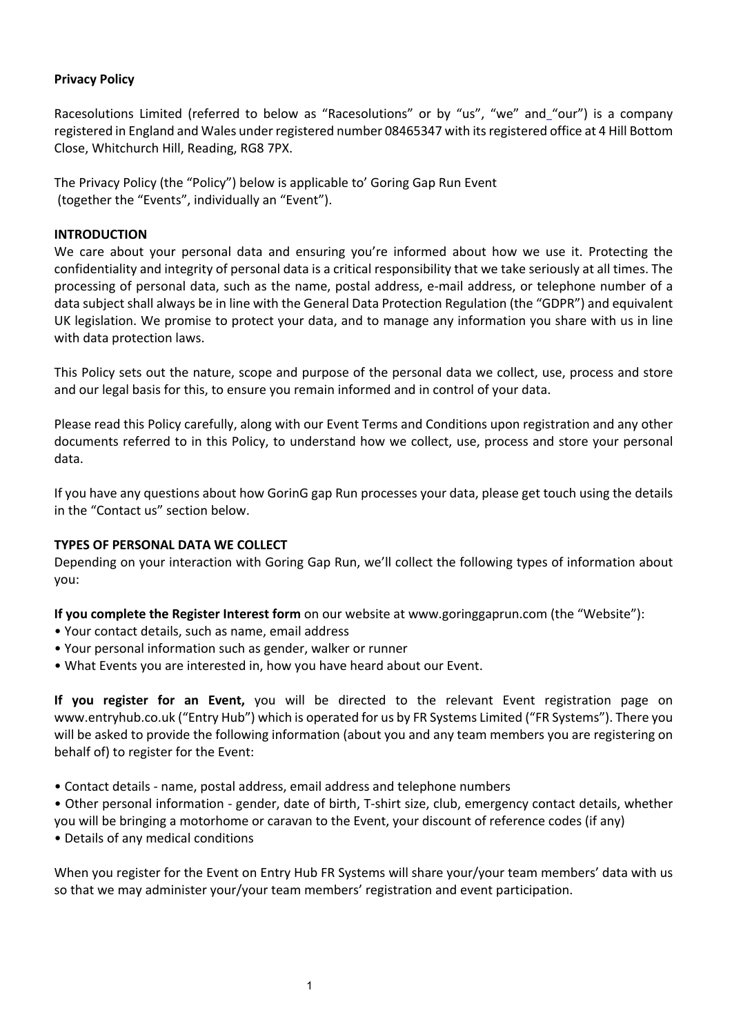**Privacy Policy**

Racesolutions Limited (referred to below as "Racesolutions" or by "us", "we" and_"our") is a company registered in England and Wales under registered number 08465347 with its registered office at 4 Hill Bottom Close, Whitchurch Hill, Reading, RG8 7PX.

The Privacy Policy (the "Policy") below is applicable to' Goring Gap Run Event
(together the "Events", individually an "Event").

**INTRODUCTION**

We care about your personal data and ensuring you're informed about how we use it. Protecting the confidentiality and integrity of personal data is a critical responsibility that we take seriously at all times. The processing of personal data, such as the name, postal address, e-mail address, or telephone number of a data subject shall always be in line with the General Data Protection Regulation (the "GDPR") and equivalent UK legislation. We promise to protect your data, and to manage any information you share with us in line with data protection laws.

This Policy sets out the nature, scope and purpose of the personal data we collect, use, process and store and our legal basis for this, to ensure you remain informed and in control of your data.

Please read this Policy carefully, along with our Event Terms and Conditions upon registration and any other documents referred to in this Policy, to understand how we collect, use, process and store your personal data.

If you have any questions about how GorinG gap Run processes your data, please get touch using the details in the "Contact us" section below.

**TYPES OF PERSONAL DATA WE COLLECT**

Depending on your interaction with Goring Gap Run, we'll collect the following types of information about you:

**If you complete the Register Interest form** on our website at www.goringgaprun.com (the "Website"):

- Your contact details, such as name, email address
- Your personal information such as gender, walker or runner
- What Events you are interested in, how you have heard about our Event.

**If you register for an Event,** you will be directed to the relevant Event registration page on www.entryhub.co.uk ("Entry Hub") which is operated for us by FR Systems Limited ("FR Systems"). There you will be asked to provide the following information (about you and any team members you are registering on behalf of) to register for the Event:

- Contact details - name, postal address, email address and telephone numbers
- Other personal information - gender, date of birth, T-shirt size, club, emergency contact details, whether you will be bringing a motorhome or caravan to the Event, your discount of reference codes (if any)
- Details of any medical conditions

When you register for the Event on Entry Hub FR Systems will share your/your team members' data with us so that we may administer your/your team members' registration and event participation.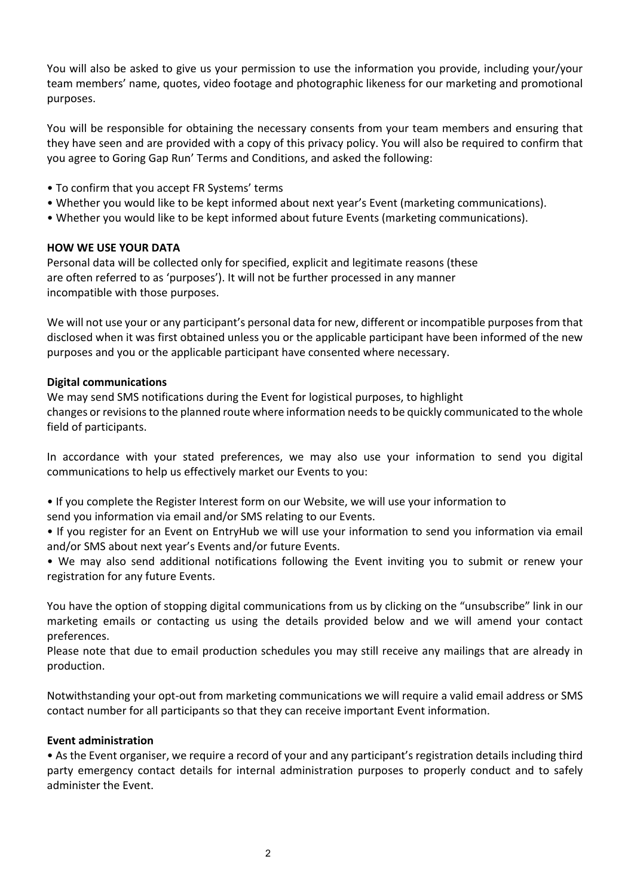You will also be asked to give us your permission to use the information you provide, including your/your team members' name, quotes, video footage and photographic likeness for our marketing and promotional purposes.

You will be responsible for obtaining the necessary consents from your team members and ensuring that they have seen and are provided with a copy of this privacy policy. You will also be required to confirm that you agree to Goring Gap Run' Terms and Conditions, and asked the following:

- To confirm that you accept FR Systems' terms
- Whether you would like to be kept informed about next year's Event (marketing communications).
- Whether you would like to be kept informed about future Events (marketing communications).

**HOW WE USE YOUR DATA**

Personal data will be collected only for specified, explicit and legitimate reasons (these are often referred to as 'purposes'). It will not be further processed in any manner incompatible with those purposes.

We will not use your or any participant's personal data for new, different or incompatible purposes from that disclosed when it was first obtained unless you or the applicable participant have been informed of the new purposes and you or the applicable participant have consented where necessary.

**Digital communications**

We may send SMS notifications during the Event for logistical purposes, to highlight changes or revisions to the planned route where information needs to be quickly communicated to the whole field of participants.

In accordance with your stated preferences, we may also use your information to send you digital communications to help us effectively market our Events to you:

- If you complete the Register Interest form on our Website, we will use your information to send you information via email and/or SMS relating to our Events.
- If you register for an Event on EntryHub we will use your information to send you information via email and/or SMS about next year's Events and/or future Events.
- We may also send additional notifications following the Event inviting you to submit or renew your registration for any future Events.

You have the option of stopping digital communications from us by clicking on the "unsubscribe" link in our marketing emails or contacting us using the details provided below and we will amend your contact preferences.

Please note that due to email production schedules you may still receive any mailings that are already in production.

Notwithstanding your opt-out from marketing communications we will require a valid email address or SMS contact number for all participants so that they can receive important Event information.

**Event administration**

- As the Event organiser, we require a record of your and any participant's registration details including third party emergency contact details for internal administration purposes to properly conduct and to safely administer the Event.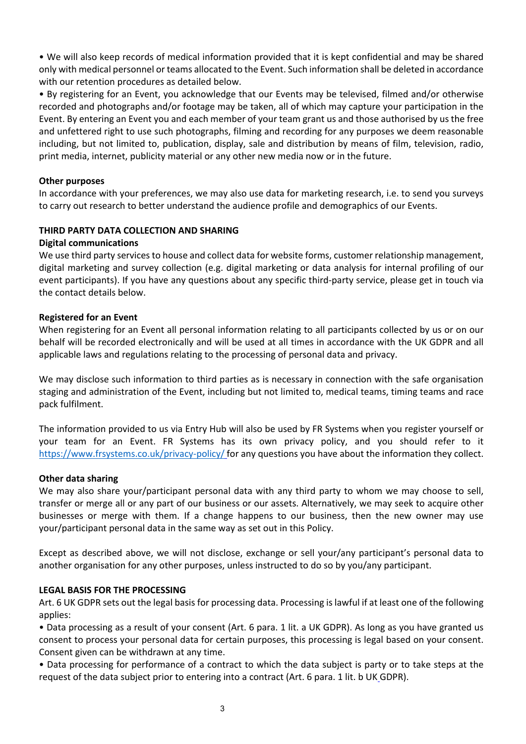• We will also keep records of medical information provided that it is kept confidential and may be shared only with medical personnel or teams allocated to the Event. Such information shall be deleted in accordance with our retention procedures as detailed below.

• By registering for an Event, you acknowledge that our Events may be televised, filmed and/or otherwise recorded and photographs and/or footage may be taken, all of which may capture your participation in the Event. By entering an Event you and each member of your team grant us and those authorised by us the free and unfettered right to use such photographs, filming and recording for any purposes we deem reasonable including, but not limited to, publication, display, sale and distribution by means of film, television, radio, print media, internet, publicity material or any other new media now or in the future.

**Other purposes**

In accordance with your preferences, we may also use data for marketing research, i.e. to send you surveys to carry out research to better understand the audience profile and demographics of our Events.

**THIRD PARTY DATA COLLECTION AND SHARING**

**Digital communications**

We use third party services to house and collect data for website forms, customer relationship management, digital marketing and survey collection (e.g. digital marketing or data analysis for internal profiling of our event participants). If you have any questions about any specific third-party service, please get in touch via the contact details below.

**Registered for an Event**

When registering for an Event all personal information relating to all participants collected by us or on our behalf will be recorded electronically and will be used at all times in accordance with the UK GDPR and all applicable laws and regulations relating to the processing of personal data and privacy.

We may disclose such information to third parties as is necessary in connection with the safe organisation staging and administration of the Event, including but not limited to, medical teams, timing teams and race pack fulfilment.

The information provided to us via Entry Hub will also be used by FR Systems when you register yourself or your team for an Event. FR Systems has its own privacy policy, and you should refer to it [https://www.frsystems.co.uk/privacy-policy/](https://www.frsystems.co.uk/privacy-policy/) for any questions you have about the information they collect.

**Other data sharing**

We may also share your/participant personal data with any third party to whom we may choose to sell, transfer or merge all or any part of our business or our assets. Alternatively, we may seek to acquire other businesses or merge with them. If a change happens to our business, then the new owner may use your/participant personal data in the same way as set out in this Policy.

Except as described above, we will not disclose, exchange or sell your/any participant's personal data to another organisation for any other purposes, unless instructed to do so by you/any participant.

**LEGAL BASIS FOR THE PROCESSING**

Art. 6 UK GDPR sets out the legal basis for processing data. Processing is lawful if at least one of the following applies:

• Data processing as a result of your consent (Art. 6 para. 1 lit. a UK GDPR). As long as you have granted us consent to process your personal data for certain purposes, this processing is legal based on your consent. Consent given can be withdrawn at any time.

• Data processing for performance of a contract to which the data subject is party or to take steps at the request of the data subject prior to entering into a contract (Art. 6 para. 1 lit. b UK GDPR).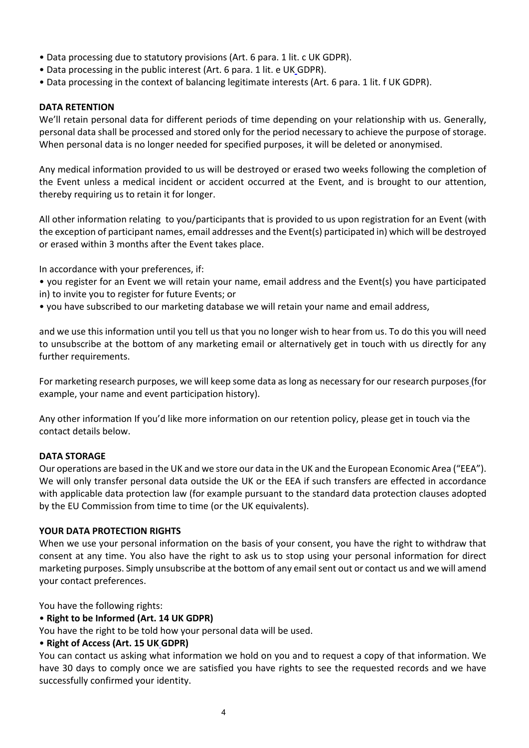- Data processing due to statutory provisions (Art. 6 para. 1 lit. c UK GDPR).
- Data processing in the public interest (Art. 6 para. 1 lit. e UK GDPR).
- Data processing in the context of balancing legitimate interests (Art. 6 para. 1 lit. f UK GDPR).

**DATA RETENTION**

We'll retain personal data for different periods of time depending on your relationship with us. Generally, personal data shall be processed and stored only for the period necessary to achieve the purpose of storage. When personal data is no longer needed for specified purposes, it will be deleted or anonymised.

Any medical information provided to us will be destroyed or erased two weeks following the completion of the Event unless a medical incident or accident occurred at the Event, and is brought to our attention, thereby requiring us to retain it for longer.

All other information relating to you/participants that is provided to us upon registration for an Event (with the exception of participant names, email addresses and the Event(s) participated in) which will be destroyed or erased within 3 months after the Event takes place.

In accordance with your preferences, if:

- you register for an Event we will retain your name, email address and the Event(s) you have participated in) to invite you to register for future Events; or
- you have subscribed to our marketing database we will retain your name and email address,

and we use this information until you tell us that you no longer wish to hear from us. To do this you will need to unsubscribe at the bottom of any marketing email or alternatively get in touch with us directly for any further requirements.

For marketing research purposes, we will keep some data as long as necessary for our research purposes (for example, your name and event participation history).

Any other information If you'd like more information on our retention policy, please get in touch via the contact details below.

**DATA STORAGE**

Our operations are based in the UK and we store our data in the UK and the European Economic Area ("EEA"). We will only transfer personal data outside the UK or the EEA if such transfers are effected in accordance with applicable data protection law (for example pursuant to the standard data protection clauses adopted by the EU Commission from time to time (or the UK equivalents).

**YOUR DATA PROTECTION RIGHTS**

When we use your personal information on the basis of your consent, you have the right to withdraw that consent at any time. You also have the right to ask us to stop using your personal information for direct marketing purposes. Simply unsubscribe at the bottom of any email sent out or contact us and we will amend your contact preferences.

You have the following rights:

- **Right to be Informed (Art. 14 UK GDPR)**

You have the right to be told how your personal data will be used.

- **Right of Access (Art. 15 UK GDPR)**

You can contact us asking what information we hold on you and to request a copy of that information. We have 30 days to comply once we are satisfied you have rights to see the requested records and we have successfully confirmed your identity.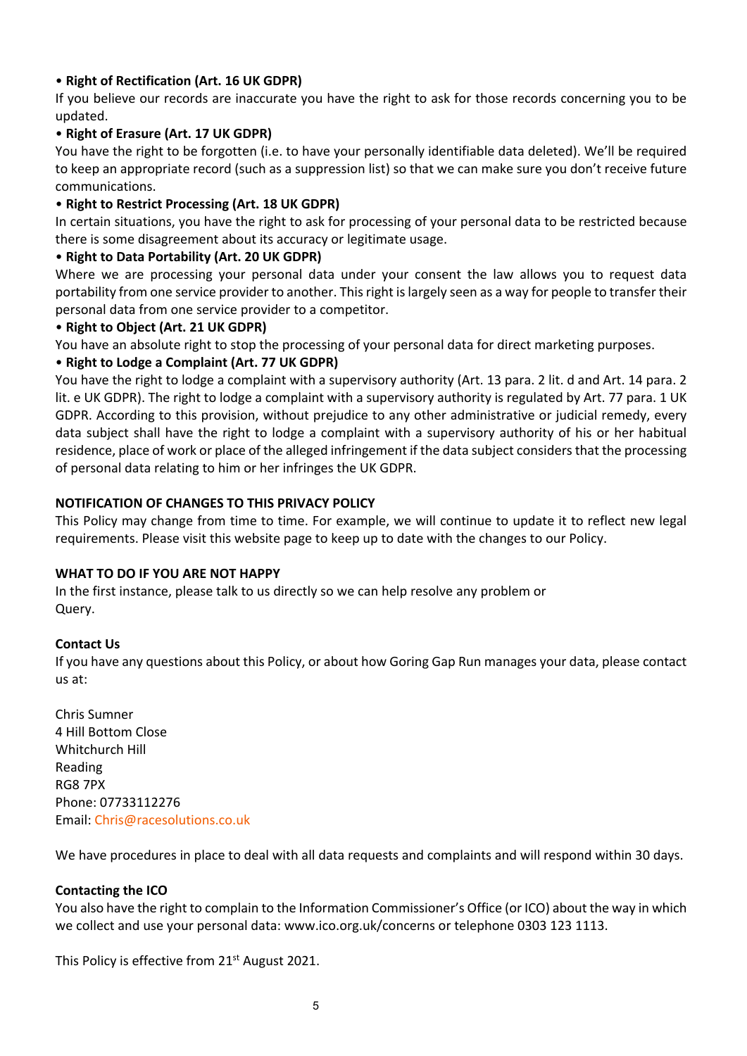• **Right of Rectification (Art. 16 UK GDPR)**
If you believe our records are inaccurate you have the right to ask for those records concerning you to be updated.

• **Right of Erasure (Art. 17 UK GDPR)**
You have the right to be forgotten (i.e. to have your personally identifiable data deleted). We'll be required to keep an appropriate record (such as a suppression list) so that we can make sure you don't receive future communications.

• **Right to Restrict Processing (Art. 18 UK GDPR)**
In certain situations, you have the right to ask for processing of your personal data to be restricted because there is some disagreement about its accuracy or legitimate usage.

• **Right to Data Portability (Art. 20 UK GDPR)**
Where we are processing your personal data under your consent the law allows you to request data portability from one service provider to another. This right is largely seen as a way for people to transfer their personal data from one service provider to a competitor.

• **Right to Object (Art. 21 UK GDPR)**
You have an absolute right to stop the processing of your personal data for direct marketing purposes.

• **Right to Lodge a Complaint (Art. 77 UK GDPR)**
You have the right to lodge a complaint with a supervisory authority (Art. 13 para. 2 lit. d and Art. 14 para. 2 lit. e UK GDPR). The right to lodge a complaint with a supervisory authority is regulated by Art. 77 para. 1 UK GDPR. According to this provision, without prejudice to any other administrative or judicial remedy, every data subject shall have the right to lodge a complaint with a supervisory authority of his or her habitual residence, place of work or place of the alleged infringement if the data subject considers that the processing of personal data relating to him or her infringes the UK GDPR.

**NOTIFICATION OF CHANGES TO THIS PRIVACY POLICY**
This Policy may change from time to time. For example, we will continue to update it to reflect new legal requirements. Please visit this website page to keep up to date with the changes to our Policy.

**WHAT TO DO IF YOU ARE NOT HAPPY**
In the first instance, please talk to us directly so we can help resolve any problem or
Query.

**Contact Us**
If you have any questions about this Policy, or about how Goring Gap Run manages your data, please contact us at:

Chris Sumner
4 Hill Bottom Close
Whitchurch Hill
Reading
RG8 7PX
Phone: 07733112276
Email: Chris@racesolutions.co.uk

We have procedures in place to deal with all data requests and complaints and will respond within 30 days.

**Contacting the ICO**
You also have the right to complain to the Information Commissioner's Office (or ICO) about the way in which we collect and use your personal data: www.ico.org.uk/concerns or telephone 0303 123 1113.

This Policy is effective from 21st August 2021.